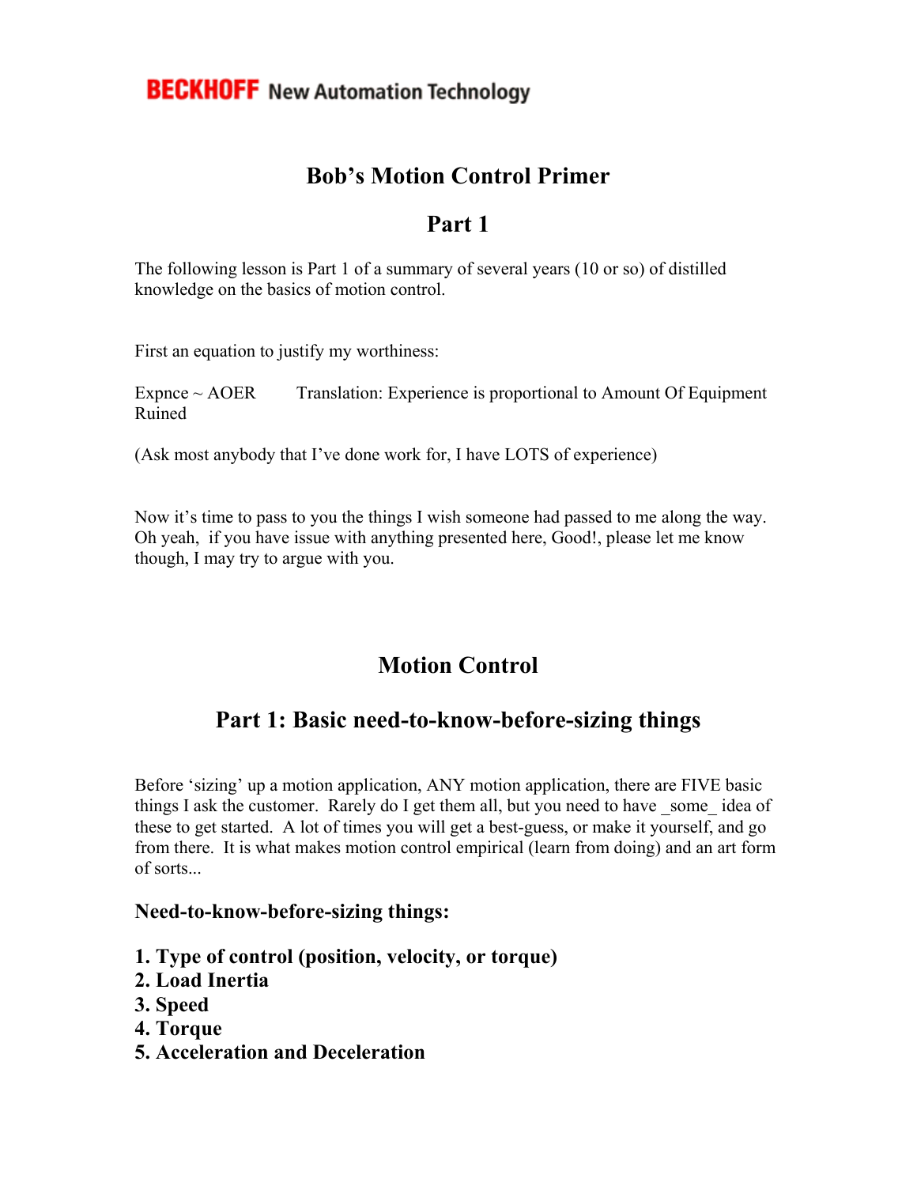**BECKHOFF** New Automation Technology

# Bob's Motion Control Primer

## Part 1

The following lesson is Part 1 of a summary of several years (10 or so) of distilled knowledge on the basics of motion control.

First an equation to justify my worthiness:

Expnce ~ AOER      Translation: Experience is proportional to Amount Of Equipment Ruined

(Ask most anybody that I've done work for, I have LOTS of experience)

Now it's time to pass to you the things I wish someone had passed to me along the way. Oh yeah, if you have issue with anything presented here, Good!, please let me know though, I may try to argue with you.

# Motion Control

## Part 1: Basic need-to-know-before-sizing things

Before 'sizing' up a motion application, ANY motion application, there are FIVE basic things I ask the customer. Rarely do I get them all, but you need to have _some_ idea of these to get started. A lot of times you will get a best-guess, or make it yourself, and go from there. It is what makes motion control empirical (learn from doing) and an art form of sorts...

### Need-to-know-before-sizing things:

**1. Type of control (position, velocity, or torque)**
**2. Load Inertia**
**3. Speed**
**4. Torque**
**5. Acceleration and Deceleration**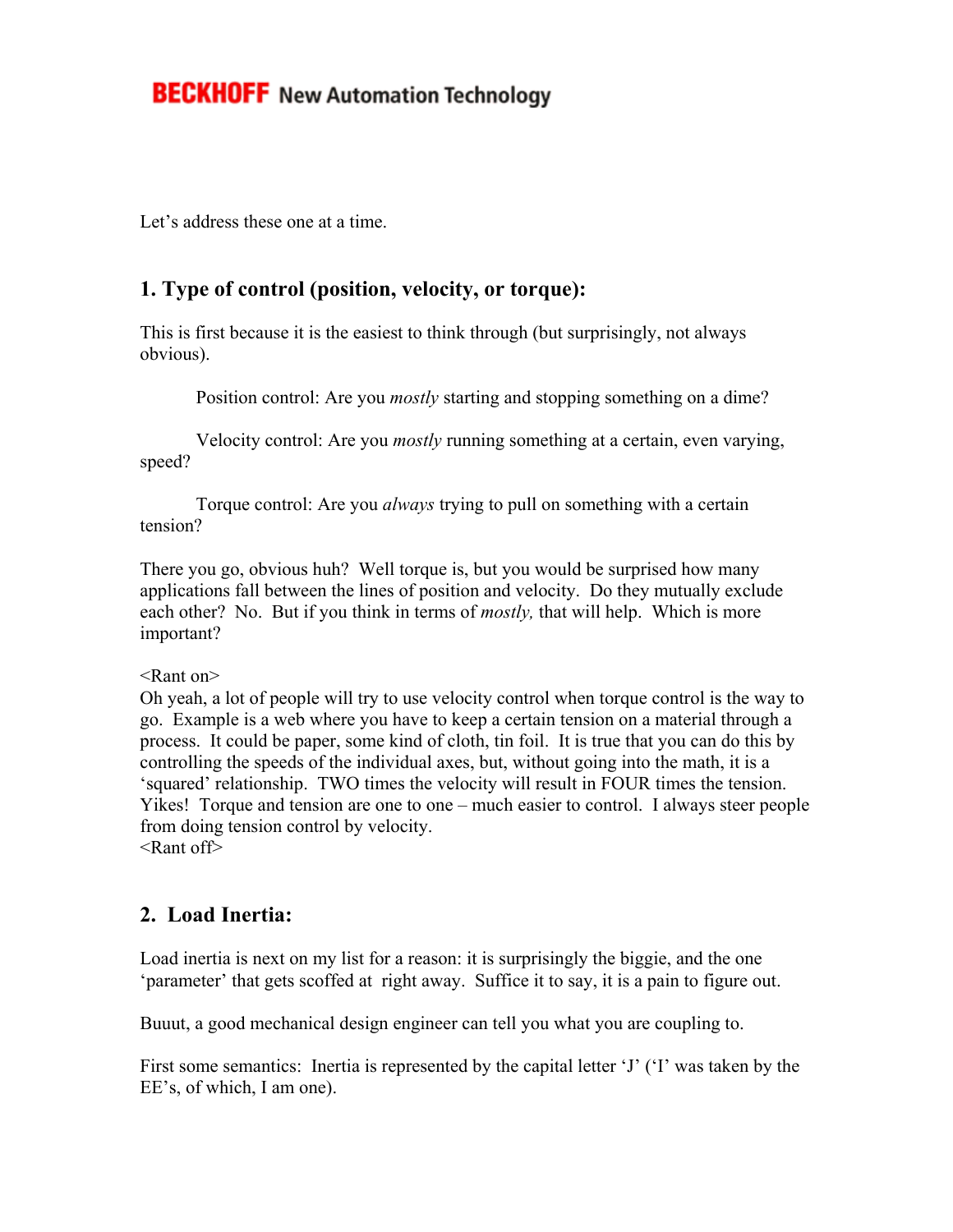Let's address these one at a time.

## 1. Type of control (position, velocity, or torque):

This is first because it is the easiest to think through (but surprisingly, not always obvious).

Position control: Are you *mostly* starting and stopping something on a dime?

Velocity control: Are you *mostly* running something at a certain, even varying, speed?

Torque control: Are you *always* trying to pull on something with a certain tension?

There you go, obvious huh? Well torque is, but you would be surprised how many applications fall between the lines of position and velocity. Do they mutually exclude each other? No. But if you think in terms of *mostly,* that will help. Which is more important?

<Rant on>
Oh yeah, a lot of people will try to use velocity control when torque control is the way to go. Example is a web where you have to keep a certain tension on a material through a process. It could be paper, some kind of cloth, tin foil. It is true that you can do this by controlling the speeds of the individual axes, but, without going into the math, it is a 'squared' relationship. TWO times the velocity will result in FOUR times the tension. Yikes! Torque and tension are one to one – much easier to control. I always steer people from doing tension control by velocity.
<Rant off>

## 2. Load Inertia:

Load inertia is next on my list for a reason: it is surprisingly the biggie, and the one 'parameter' that gets scoffed at right away. Suffice it to say, it is a pain to figure out.

Buuut, a good mechanical design engineer can tell you what you are coupling to.

First some semantics: Inertia is represented by the capital letter 'J' ('I' was taken by the EE's, of which, I am one).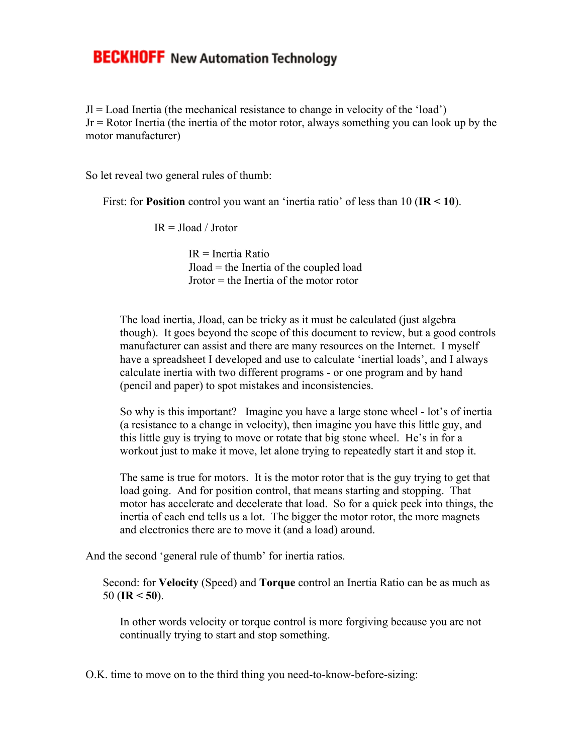Jl = Load Inertia (the mechanical resistance to change in velocity of the 'load')
Jr = Rotor Inertia (the inertia of the motor rotor, always something you can look up by the motor manufacturer)

So let reveal two general rules of thumb:

First: for **Position** control you want an 'inertia ratio' of less than 10 (**IR < 10**).

IR = Jload / Jrotor

IR = Inertia Ratio
Jload = the Inertia of the coupled load
Jrotor = the Inertia of the motor rotor

The load inertia, Jload, can be tricky as it must be calculated (just algebra though). It goes beyond the scope of this document to review, but a good controls manufacturer can assist and there are many resources on the Internet. I myself have a spreadsheet I developed and use to calculate 'inertial loads', and I always calculate inertia with two different programs - or one program and by hand (pencil and paper) to spot mistakes and inconsistencies.

So why is this important? Imagine you have a large stone wheel - lot's of inertia (a resistance to a change in velocity), then imagine you have this little guy, and this little guy is trying to move or rotate that big stone wheel. He's in for a workout just to make it move, let alone trying to repeatedly start it and stop it.

The same is true for motors. It is the motor rotor that is the guy trying to get that load going. And for position control, that means starting and stopping. That motor has accelerate and decelerate that load. So for a quick peek into things, the inertia of each end tells us a lot. The bigger the motor rotor, the more magnets and electronics there are to move it (and a load) around.

And the second 'general rule of thumb' for inertia ratios.

Second: for **Velocity** (Speed) and **Torque** control an Inertia Ratio can be as much as 50 (**IR < 50**).

In other words velocity or torque control is more forgiving because you are not continually trying to start and stop something.

O.K. time to move on to the third thing you need-to-know-before-sizing: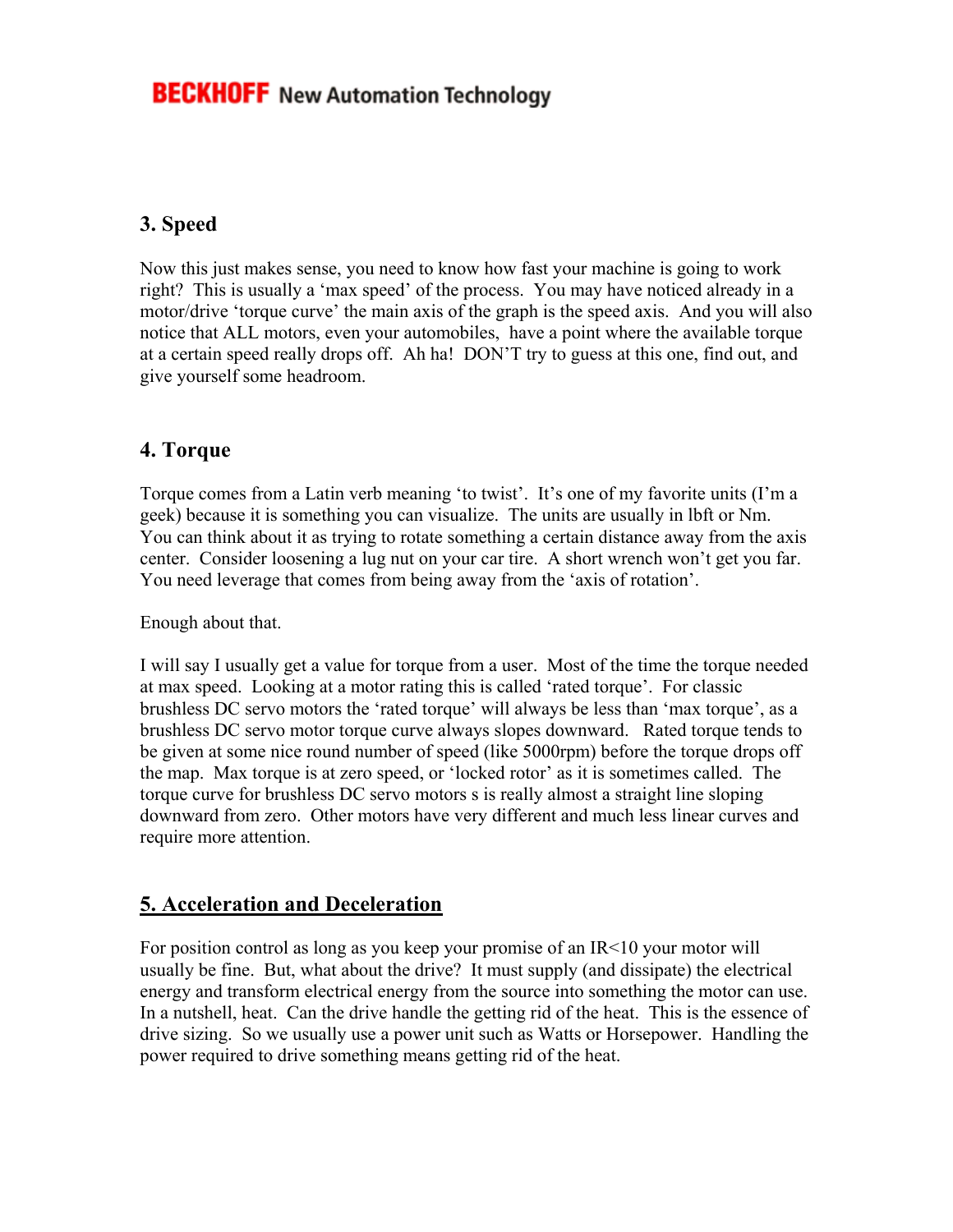## 3. Speed

Now this just makes sense, you need to know how fast your machine is going to work right? This is usually a 'max speed' of the process. You may have noticed already in a motor/drive 'torque curve' the main axis of the graph is the speed axis. And you will also notice that ALL motors, even your automobiles, have a point where the available torque at a certain speed really drops off. Ah ha! DON'T try to guess at this one, find out, and give yourself some headroom.

## 4. Torque

Torque comes from a Latin verb meaning 'to twist'. It's one of my favorite units (I'm a geek) because it is something you can visualize. The units are usually in lbft or Nm. You can think about it as trying to rotate something a certain distance away from the axis center. Consider loosening a lug nut on your car tire. A short wrench won't get you far. You need leverage that comes from being away from the 'axis of rotation'.

Enough about that.

I will say I usually get a value for torque from a user. Most of the time the torque needed at max speed. Looking at a motor rating this is called 'rated torque'. For classic brushless DC servo motors the 'rated torque' will always be less than 'max torque', as a brushless DC servo motor torque curve always slopes downward. Rated torque tends to be given at some nice round number of speed (like 5000rpm) before the torque drops off the map. Max torque is at zero speed, or 'locked rotor' as it is sometimes called. The torque curve for brushless DC servo motors s is really almost a straight line sloping downward from zero. Other motors have very different and much less linear curves and require more attention.

## 5. Acceleration and Deceleration

For position control as long as you keep your promise of an IR<10 your motor will usually be fine. But, what about the drive? It must supply (and dissipate) the electrical energy and transform electrical energy from the source into something the motor can use. In a nutshell, heat. Can the drive handle the getting rid of the heat. This is the essence of drive sizing. So we usually use a power unit such as Watts or Horsepower. Handling the power required to drive something means getting rid of the heat.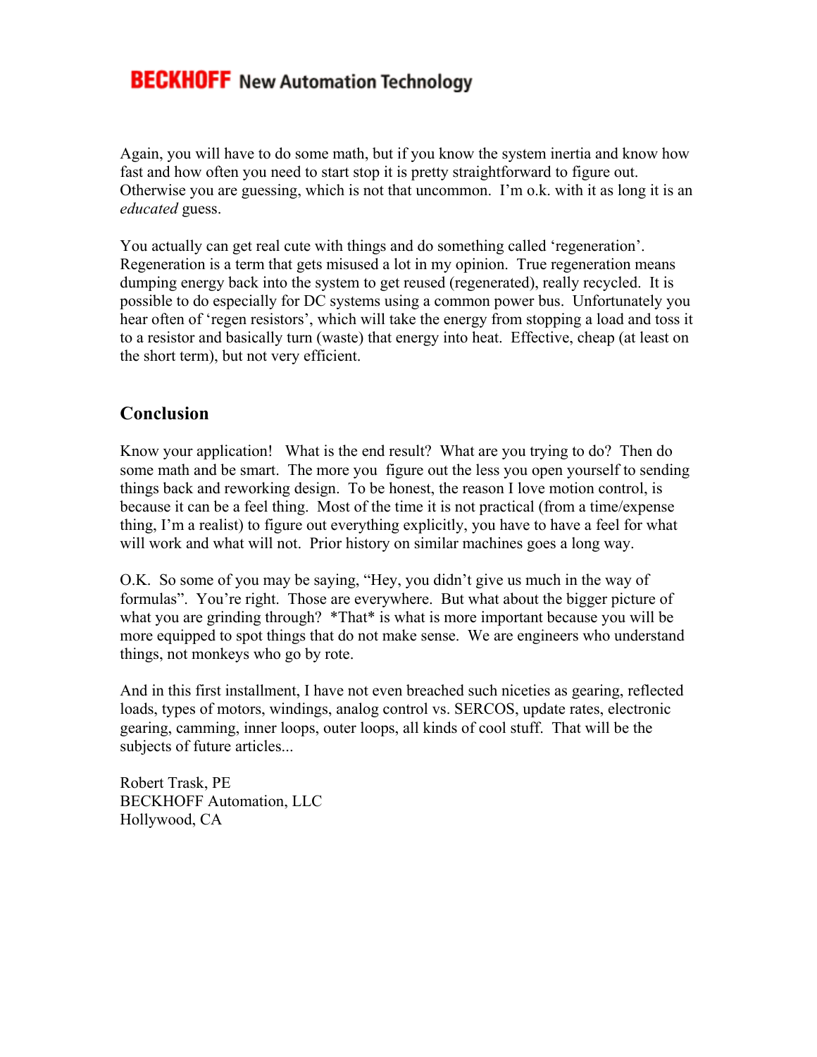Again, you will have to do some math, but if you know the system inertia and know how fast and how often you need to start stop it is pretty straightforward to figure out. Otherwise you are guessing, which is not that uncommon. I'm o.k. with it as long it is an *educated* guess.

You actually can get real cute with things and do something called 'regeneration'. Regeneration is a term that gets misused a lot in my opinion. True regeneration means dumping energy back into the system to get reused (regenerated), really recycled. It is possible to do especially for DC systems using a common power bus. Unfortunately you hear often of 'regen resistors', which will take the energy from stopping a load and toss it to a resistor and basically turn (waste) that energy into heat. Effective, cheap (at least on the short term), but not very efficient.

## Conclusion

Know your application! What is the end result? What are you trying to do? Then do some math and be smart. The more you figure out the less you open yourself to sending things back and reworking design. To be honest, the reason I love motion control, is because it can be a feel thing. Most of the time it is not practical (from a time/expense thing, I'm a realist) to figure out everything explicitly, you have to have a feel for what will work and what will not. Prior history on similar machines goes a long way.

O.K. So some of you may be saying, "Hey, you didn't give us much in the way of formulas". You're right. Those are everywhere. But what about the bigger picture of what you are grinding through? *That* is what is more important because you will be more equipped to spot things that do not make sense. We are engineers who understand things, not monkeys who go by rote.

And in this first installment, I have not even breached such niceties as gearing, reflected loads, types of motors, windings, analog control vs. SERCOS, update rates, electronic gearing, camming, inner loops, outer loops, all kinds of cool stuff. That will be the subjects of future articles...

Robert Trask, PE  
BECKHOFF Automation, LLC  
Hollywood, CA